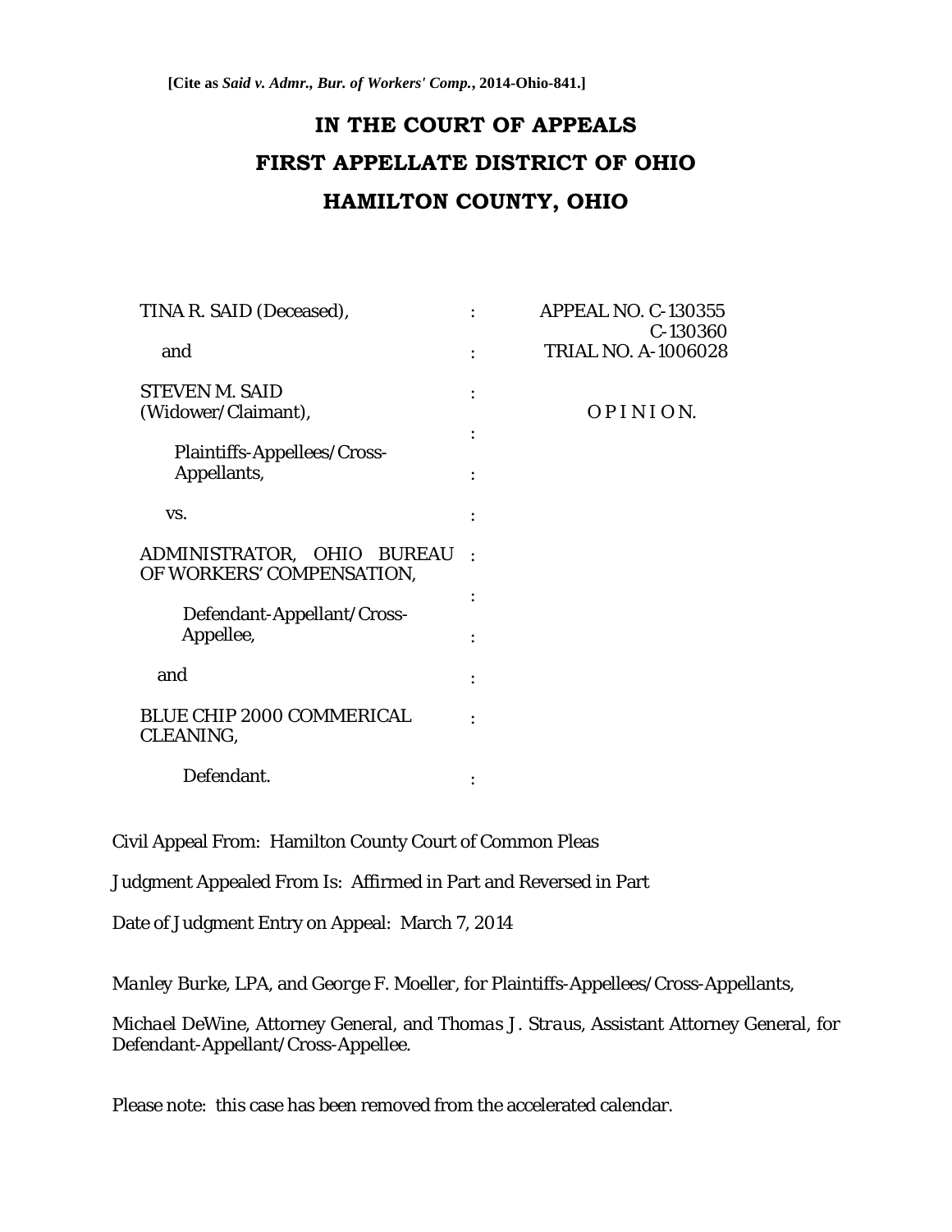**[Cite as *Said v. Admr., Bur. of Workers' Comp.*, 2014-Ohio-841.]**

# IN THE COURT OF APPEALS
# FIRST APPELLATE DISTRICT OF OHIO
# HAMILTON COUNTY, OHIO

| | | |
|---|---|---|
| TINA R. SAID (Deceased), | : | APPEAL NO. C-130355 |
| | | C-130360 |
| and | : | TRIAL NO. A-1006028 |
| STEVEN M. SAID (Widower/Claimant), | : | O P I N I O N. |
| | : | |
| Plaintiffs-Appellees/Cross-Appellants, | : | |
| vs. | : | |
| ADMINISTRATOR, OHIO BUREAU OF WORKERS' COMPENSATION, | : | |
| | : | |
| Defendant-Appellant/Cross-Appellee, | : | |
| and | : | |
| BLUE CHIP 2000 COMMERICAL CLEANING, | : | |
| Defendant. | : | |

Civil Appeal From: Hamilton County Court of Common Pleas

Judgment Appealed From Is: Affirmed in Part and Reversed in Part

Date of Judgment Entry on Appeal: March 7, 2014

*Manley Burke, LPA*, and *George F. Moeller*, for Plaintiffs-Appellees/Cross-Appellants,

*Michael DeWine*, Attorney General, and *Thomas J. Straus*, Assistant Attorney General, for Defendant-Appellant/Cross-Appellee.

Please note: this case has been removed from the accelerated calendar.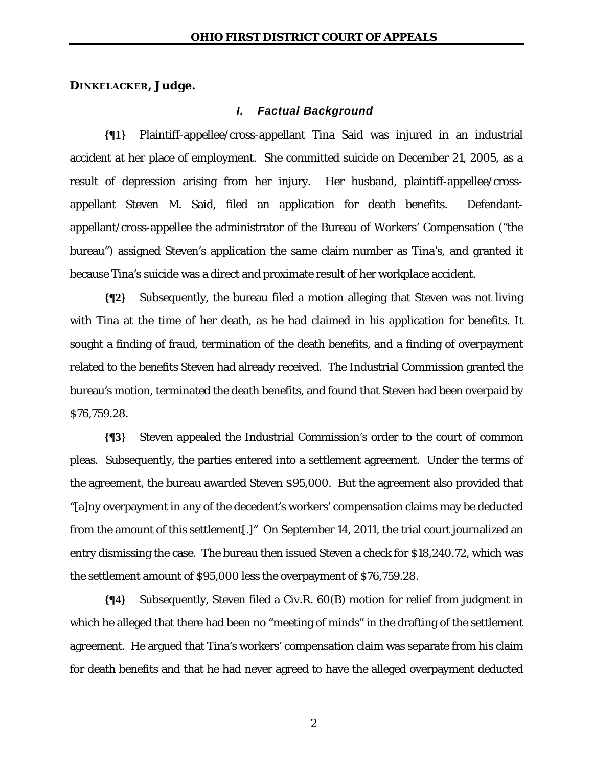**DINKELACKER, Judge.**

### *I. Factual Background*

**{¶1}** Plaintiff-appellee/cross-appellant Tina Said was injured in an industrial accident at her place of employment. She committed suicide on December 21, 2005, as a result of depression arising from her injury. Her husband, plaintiff-appellee/cross-appellant Steven M. Said, filed an application for death benefits. Defendant-appellant/cross-appellee the administrator of the Bureau of Workers' Compensation ("the bureau") assigned Steven's application the same claim number as Tina's, and granted it because Tina's suicide was a direct and proximate result of her workplace accident.

**{¶2}** Subsequently, the bureau filed a motion alleging that Steven was not living with Tina at the time of her death, as he had claimed in his application for benefits. It sought a finding of fraud, termination of the death benefits, and a finding of overpayment related to the benefits Steven had already received. The Industrial Commission granted the bureau's motion, terminated the death benefits, and found that Steven had been overpaid by $76,759.28.

**{¶3}** Steven appealed the Industrial Commission's order to the court of common pleas. Subsequently, the parties entered into a settlement agreement. Under the terms of the agreement, the bureau awarded Steven $95,000. But the agreement also provided that "[a]ny overpayment in any of the decedent's workers' compensation claims may be deducted from the amount of this settlement[.]" On September 14, 2011, the trial court journalized an entry dismissing the case. The bureau then issued Steven a check for $18,240.72, which was the settlement amount of $95,000 less the overpayment of $76,759.28.

**{¶4}** Subsequently, Steven filed a Civ.R. 60(B) motion for relief from judgment in which he alleged that there had been no "meeting of minds" in the drafting of the settlement agreement. He argued that Tina's workers' compensation claim was separate from his claim for death benefits and that he had never agreed to have the alleged overpayment deducted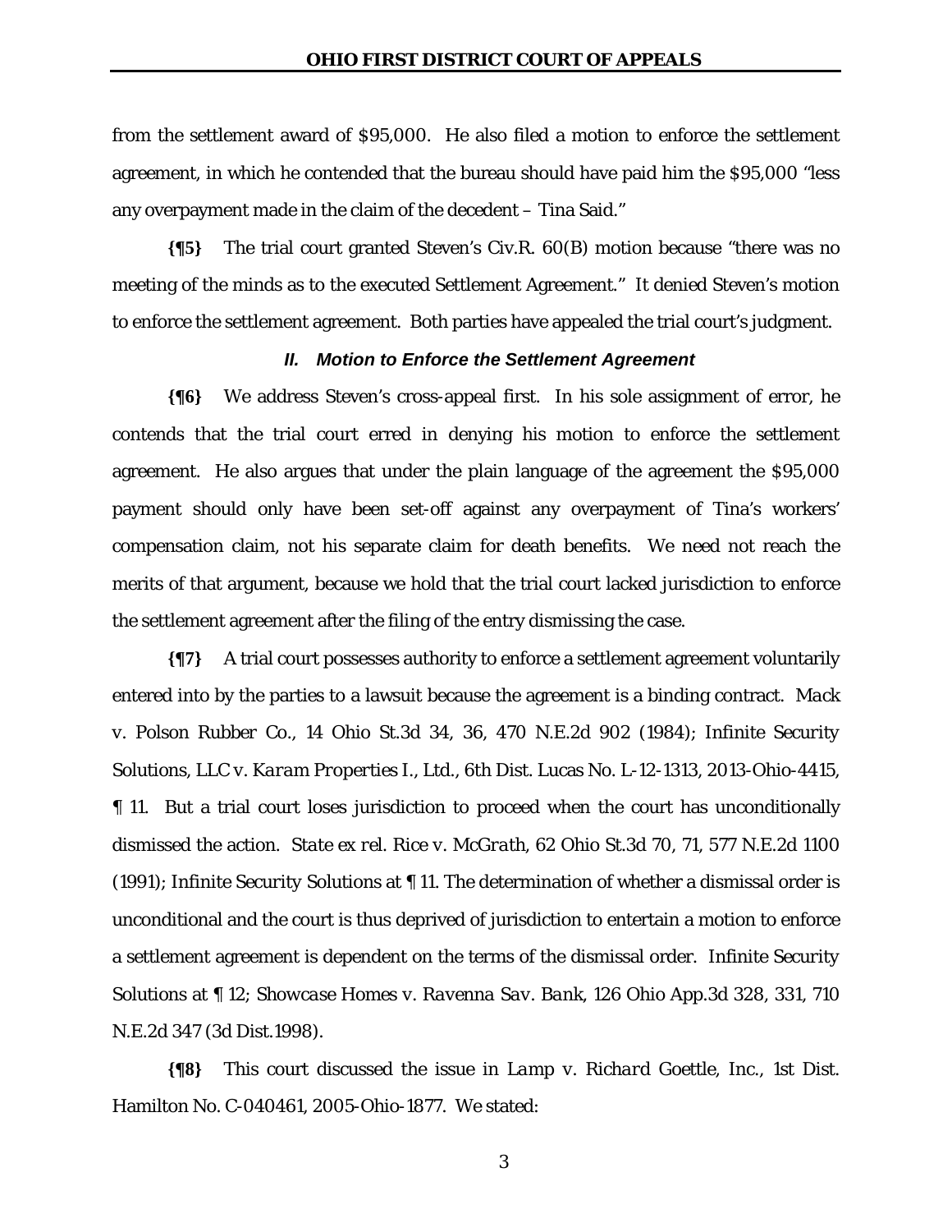from the settlement award of $95,000. He also filed a motion to enforce the settlement agreement, in which he contended that the bureau should have paid him the $95,000 "less any overpayment made in the claim of the decedent – Tina Said."

**{¶5}** The trial court granted Steven's Civ.R. 60(B) motion because "there was no meeting of the minds as to the executed Settlement Agreement." It denied Steven's motion to enforce the settlement agreement. Both parties have appealed the trial court's judgment.

## *II. Motion to Enforce the Settlement Agreement*

**{¶6}** We address Steven's cross-appeal first. In his sole assignment of error, he contends that the trial court erred in denying his motion to enforce the settlement agreement. He also argues that under the plain language of the agreement the $95,000 payment should only have been set-off against any overpayment of Tina's workers' compensation claim, not his separate claim for death benefits. We need not reach the merits of that argument, because we hold that the trial court lacked jurisdiction to enforce the settlement agreement after the filing of the entry dismissing the case.

**{¶7}** A trial court possesses authority to enforce a settlement agreement voluntarily entered into by the parties to a lawsuit because the agreement is a binding contract. *Mack v. Polson Rubber Co.*, 14 Ohio St.3d 34, 36, 470 N.E.2d 902 (1984); *Infinite Security Solutions, LLC v. Karam Properties I., Ltd.*, 6th Dist. Lucas No. L-12-1313, 2013-Ohio-4415, ¶ 11. But a trial court loses jurisdiction to proceed when the court has unconditionally dismissed the action. *State ex rel. Rice v. McGrath*, 62 Ohio St.3d 70, 71, 577 N.E.2d 1100 (1991); *Infinite Security Solutions* at ¶ 11. The determination of whether a dismissal order is unconditional and the court is thus deprived of jurisdiction to entertain a motion to enforce a settlement agreement is dependent on the terms of the dismissal order. *Infinite Security Solutions* at ¶ 12; *Showcase Homes v. Ravenna Sav. Bank*, 126 Ohio App.3d 328, 331, 710 N.E.2d 347 (3d Dist.1998).

**{¶8}** This court discussed the issue in *Lamp v. Richard Goettle, Inc.*, 1st Dist. Hamilton No. C-040461, 2005-Ohio-1877. We stated: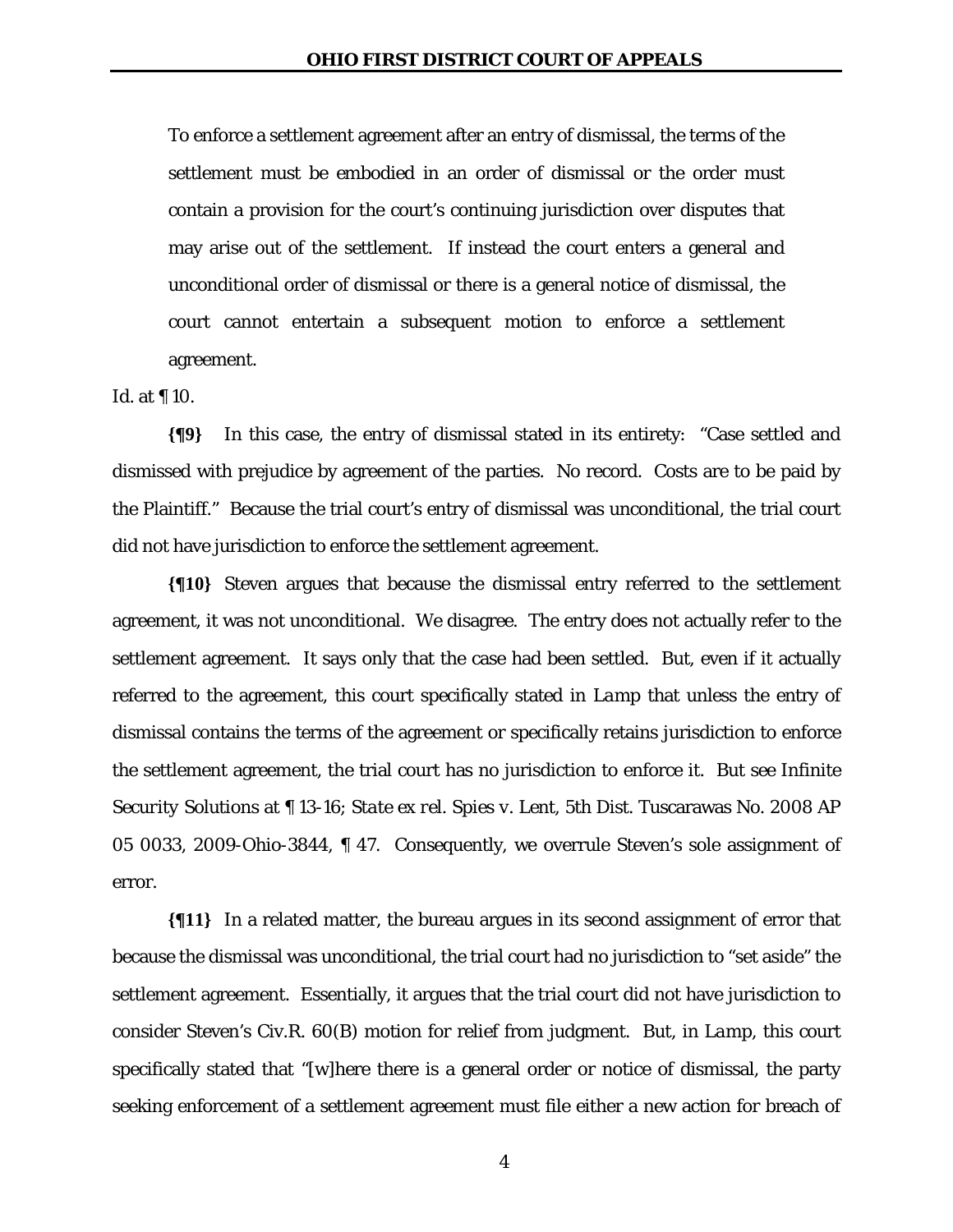> To enforce a settlement agreement after an entry of dismissal, the terms of the settlement must be embodied in an order of dismissal or the order must contain a provision for the court's continuing jurisdiction over disputes that may arise out of the settlement. If instead the court enters a general and unconditional order of dismissal or there is a general notice of dismissal, the court cannot entertain a subsequent motion to enforce a settlement agreement.

*Id.* at ¶ 10.

**{¶9}** In this case, the entry of dismissal stated in its entirety: "Case settled and dismissed with prejudice by agreement of the parties. No record. Costs are to be paid by the Plaintiff." Because the trial court's entry of dismissal was unconditional, the trial court did not have jurisdiction to enforce the settlement agreement.

**{¶10}** Steven argues that because the dismissal entry referred to the settlement agreement, it was not unconditional. We disagree. The entry does not actually refer to the settlement agreement. It says only that the case had been settled. But, even if it actually referred to the agreement, this court specifically stated in *Lamp* that unless the entry of dismissal contains the terms of the agreement or specifically retains jurisdiction to enforce the settlement agreement, the trial court has no jurisdiction to enforce it. *But see Infinite Security Solutions* at ¶ 13-16; *State ex rel. Spies v. Lent*, 5th Dist. Tuscarawas No. 2008 AP 05 0033, 2009-Ohio-3844, ¶ 47. Consequently, we overrule Steven's sole assignment of error.

**{¶11}** In a related matter, the bureau argues in its second assignment of error that because the dismissal was unconditional, the trial court had no jurisdiction to "set aside" the settlement agreement. Essentially, it argues that the trial court did not have jurisdiction to consider Steven's Civ.R. 60(B) motion for relief from judgment. But, in *Lamp*, this court specifically stated that "[w]here there is a general order or notice of dismissal, the party seeking enforcement of a settlement agreement must file either a new action for breach of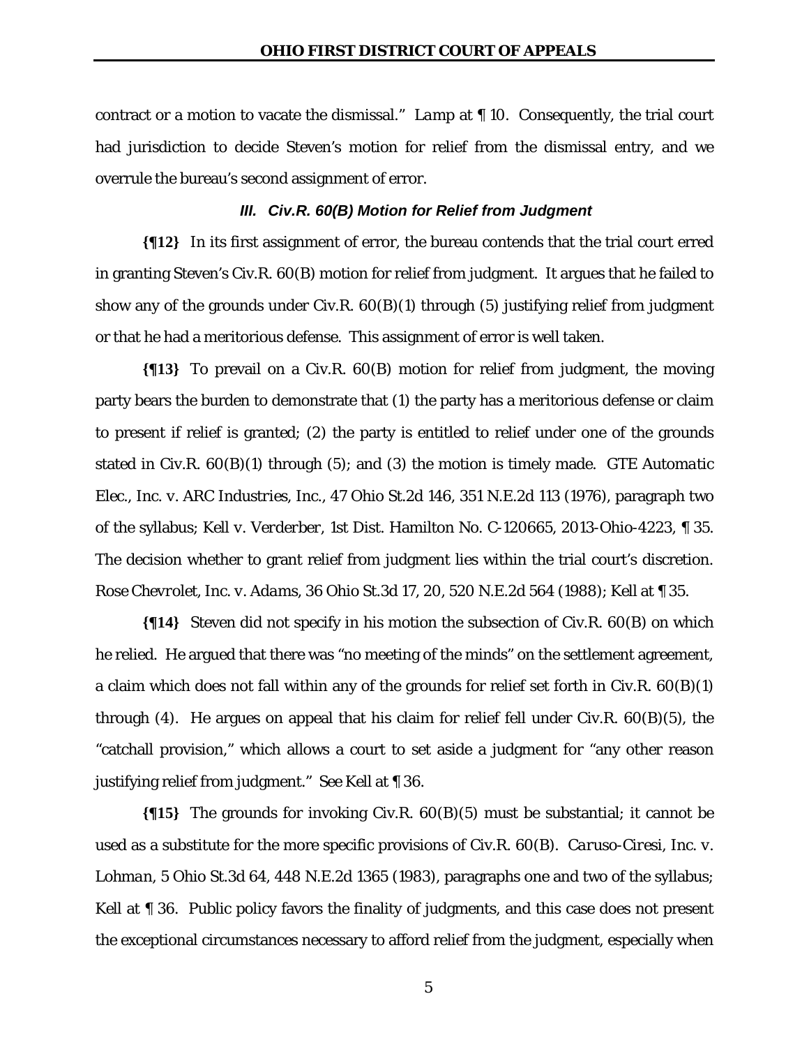contract or a motion to vacate the dismissal." *Lamp* at ¶ 10. Consequently, the trial court had jurisdiction to decide Steven's motion for relief from the dismissal entry, and we overrule the bureau's second assignment of error.

### *III. Civ.R. 60(B) Motion for Relief from Judgment*

**{¶12}** In its first assignment of error, the bureau contends that the trial court erred in granting Steven's Civ.R. 60(B) motion for relief from judgment. It argues that he failed to show any of the grounds under Civ.R. 60(B)(1) through (5) justifying relief from judgment or that he had a meritorious defense. This assignment of error is well taken.

**{¶13}** To prevail on a Civ.R. 60(B) motion for relief from judgment, the moving party bears the burden to demonstrate that (1) the party has a meritorious defense or claim to present if relief is granted; (2) the party is entitled to relief under one of the grounds stated in Civ.R. 60(B)(1) through (5); and (3) the motion is timely made. *GTE Automatic Elec., Inc. v. ARC Industries, Inc.*, 47 Ohio St.2d 146, 351 N.E.2d 113 (1976), paragraph two of the syllabus; *Kell v. Verderber*, 1st Dist. Hamilton No. C-120665, 2013-Ohio-4223, ¶ 35. The decision whether to grant relief from judgment lies within the trial court's discretion. *Rose Chevrolet, Inc. v. Adams*, 36 Ohio St.3d 17, 20, 520 N.E.2d 564 (1988); *Kell* at ¶ 35.

**{¶14}** Steven did not specify in his motion the subsection of Civ.R. 60(B) on which he relied. He argued that there was "no meeting of the minds" on the settlement agreement, a claim which does not fall within any of the grounds for relief set forth in Civ.R. 60(B)(1) through (4). He argues on appeal that his claim for relief fell under Civ.R. 60(B)(5), the "catchall provision," which allows a court to set aside a judgment for "any other reason justifying relief from judgment." *See Kell* at ¶ 36.

**{¶15}** The grounds for invoking Civ.R. 60(B)(5) must be substantial; it cannot be used as a substitute for the more specific provisions of Civ.R. 60(B). *Caruso-Ciresi, Inc. v. Lohman*, 5 Ohio St.3d 64, 448 N.E.2d 1365 (1983), paragraphs one and two of the syllabus; *Kell* at ¶ 36. Public policy favors the finality of judgments, and this case does not present the exceptional circumstances necessary to afford relief from the judgment, especially when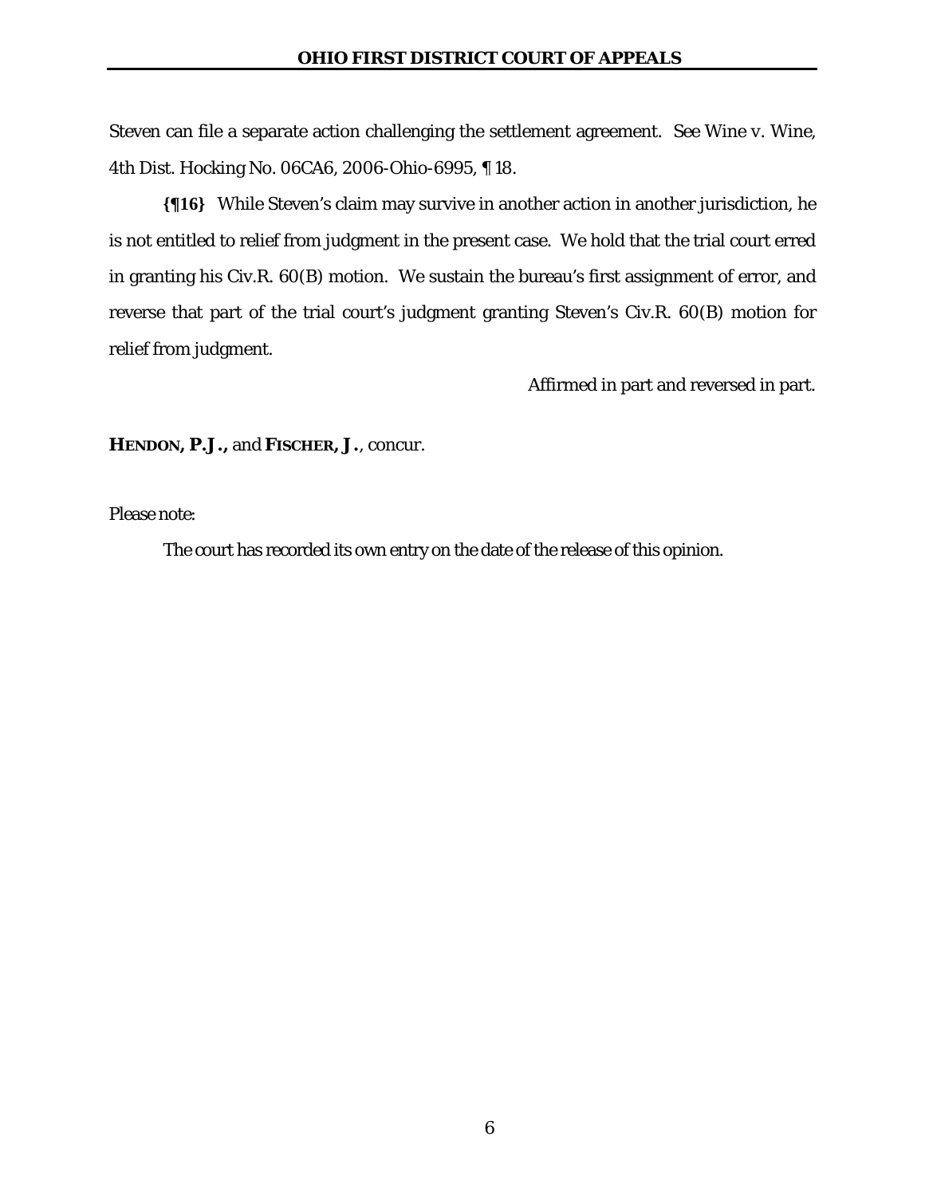Steven can file a separate action challenging the settlement agreement. See Wine v. Wine, 4th Dist. Hocking No. 06CA6, 2006-Ohio-6995, ¶ 18.

**{¶16}** While Steven's claim may survive in another action in another jurisdiction, he is not entitled to relief from judgment in the present case. We hold that the trial court erred in granting his Civ.R. 60(B) motion. We sustain the bureau's first assignment of error, and reverse that part of the trial court's judgment granting Steven's Civ.R. 60(B) motion for relief from judgment.

Affirmed in part and reversed in part.

**HENDON, P.J.,** and **FISCHER, J.**, concur.

Please note:

The court has recorded its own entry on the date of the release of this opinion.